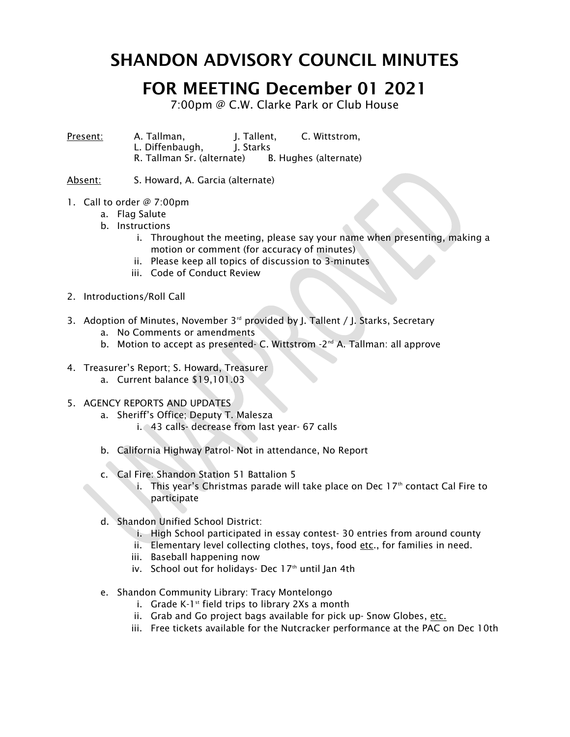# SHANDON ADVISORY COUNCIL MINUTES

# FOR MEETING December 01 2021

7:00pm @ C.W. Clarke Park or Club House

Present: A. Tallman, J. Tallent, C. Wittstrom, L. Diffenbaugh, J. Starks, R. Tallman Sr. (alternate), B. Hughes (alternate)

Absent: S. Howard, A. Garcia (alternate)

1. Call to order @ 7:00pm
   a. Flag Salute
   b. Instructions
      i. Throughout the meeting, please say your name when presenting, making a motion or comment (for accuracy of minutes)
      ii. Please keep all topics of discussion to 3-minutes
      iii. Code of Conduct Review

2. Introductions/Roll Call

3. Adoption of Minutes, November 3rd provided by J. Tallent / J. Starks, Secretary
   a. No Comments or amendments
   b. Motion to accept as presented- C. Wittstrom -2nd A. Tallman: all approve

4. Treasurer's Report; S. Howard, Treasurer
   a. Current balance $19,101.03

5. AGENCY REPORTS AND UPDATES
   a. Sheriff's Office; Deputy T. Malesza
      i. 43 calls- decrease from last year- 67 calls
   b. California Highway Patrol- Not in attendance, No Report
   c. Cal Fire: Shandon Station 51 Battalion 5
      i. This year's Christmas parade will take place on Dec 17th contact Cal Fire to participate
   d. Shandon Unified School District:
      i. High School participated in essay contest- 30 entries from around county
      ii. Elementary level collecting clothes, toys, food etc., for families in need.
      iii. Baseball happening now
      iv. School out for holidays- Dec 17th until Jan 4th
   e. Shandon Community Library: Tracy Montelongo
      i. Grade K-1st field trips to library 2Xs a month
      ii. Grab and Go project bags available for pick up- Snow Globes, etc.
      iii. Free tickets available for the Nutcracker performance at the PAC on Dec 10th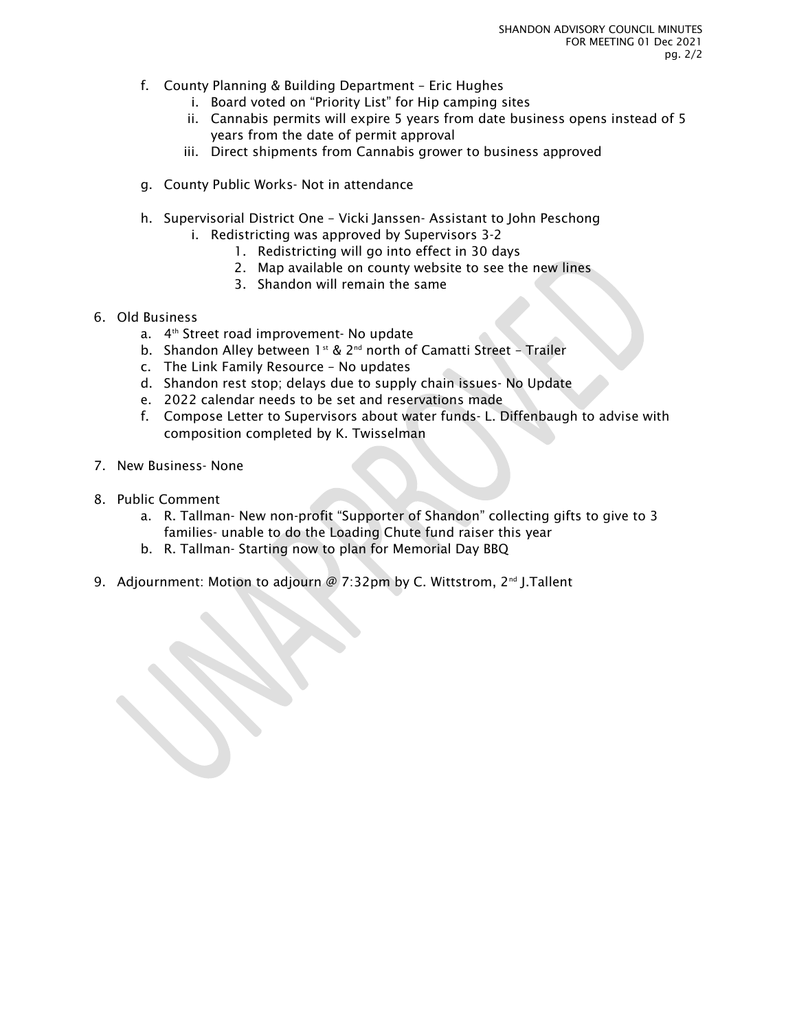f. County Planning & Building Department – Eric Hughes
    i. Board voted on "Priority List" for Hip camping sites
    ii. Cannabis permits will expire 5 years from date business opens instead of 5 years from the date of permit approval
    iii. Direct shipments from Cannabis grower to business approved

g. County Public Works- Not in attendance

h. Supervisorial District One – Vicki Janssen- Assistant to John Peschong
    i. Redistricting was approved by Supervisors 3-2
        1. Redistricting will go into effect in 30 days
        2. Map available on county website to see the new lines
        3. Shandon will remain the same

6. Old Business
    a. 4th Street road improvement- No update
    b. Shandon Alley between 1st & 2nd north of Camatti Street – Trailer
    c. The Link Family Resource – No updates
    d. Shandon rest stop; delays due to supply chain issues- No Update
    e. 2022 calendar needs to be set and reservations made
    f. Compose Letter to Supervisors about water funds- L. Diffenbaugh to advise with composition completed by K. Twisselman

7. New Business- None

8. Public Comment
    a. R. Tallman- New non-profit "Supporter of Shandon" collecting gifts to give to 3 families- unable to do the Loading Chute fund raiser this year
    b. R. Tallman- Starting now to plan for Memorial Day BBQ

9. Adjournment: Motion to adjourn @ 7:32pm by C. Wittstrom, 2nd J.Tallent